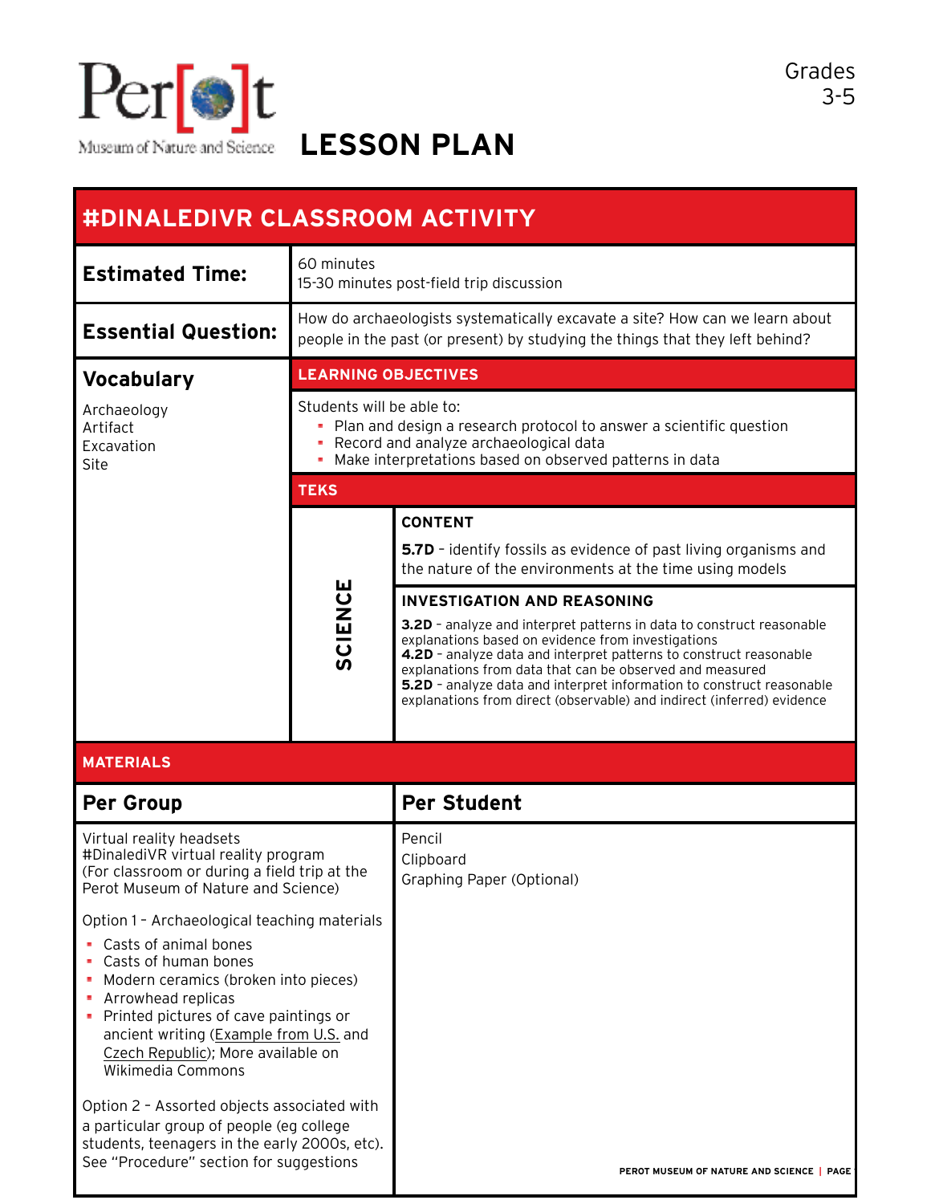Perot Museum of Nature and Science

# LESSON PLAN

Grades 3-5

## #DINALEDIVR CLASSROOM ACTIVITY

**Estimated Time:** 60 minutes
15-30 minutes post-field trip discussion

**Essential Question:** How do archaeologists systematically excavate a site? How can we learn about people in the past (or present) by studying the things that they left behind?

### Vocabulary

Archaeology
Artifact
Excavation
Site

### LEARNING OBJECTIVES

Students will be able to:

- Plan and design a research protocol to answer a scientific question
- Record and analyze archaeological data
- Make interpretations based on observed patterns in data

### TEKS

**SCIENCE**

**CONTENT**

**5.7D** - identify fossils as evidence of past living organisms and the nature of the environments at the time using models

**INVESTIGATION AND REASONING**

**3.2D** - analyze and interpret patterns in data to construct reasonable explanations based on evidence from investigations
**4.2D** - analyze data and interpret patterns to construct reasonable explanations from data that can be observed and measured
**5.2D** - analyze data and interpret information to construct reasonable explanations from direct (observable) and indirect (inferred) evidence

### MATERIALS

#### Per Group

Virtual reality headsets
#DinalediVR virtual reality program
(For classroom or during a field trip at the Perot Museum of Nature and Science)

Option 1 - Archaeological teaching materials

- Casts of animal bones
- Casts of human bones
- Modern ceramics (broken into pieces)
- Arrowhead replicas
- Printed pictures of cave paintings or ancient writing (Example from U.S. and Czech Republic); More available on Wikimedia Commons

Option 2 - Assorted objects associated with a particular group of people (eg college students, teenagers in the early 2000s, etc). See "Procedure" section for suggestions

#### Per Student

Pencil
Clipboard
Graphing Paper (Optional)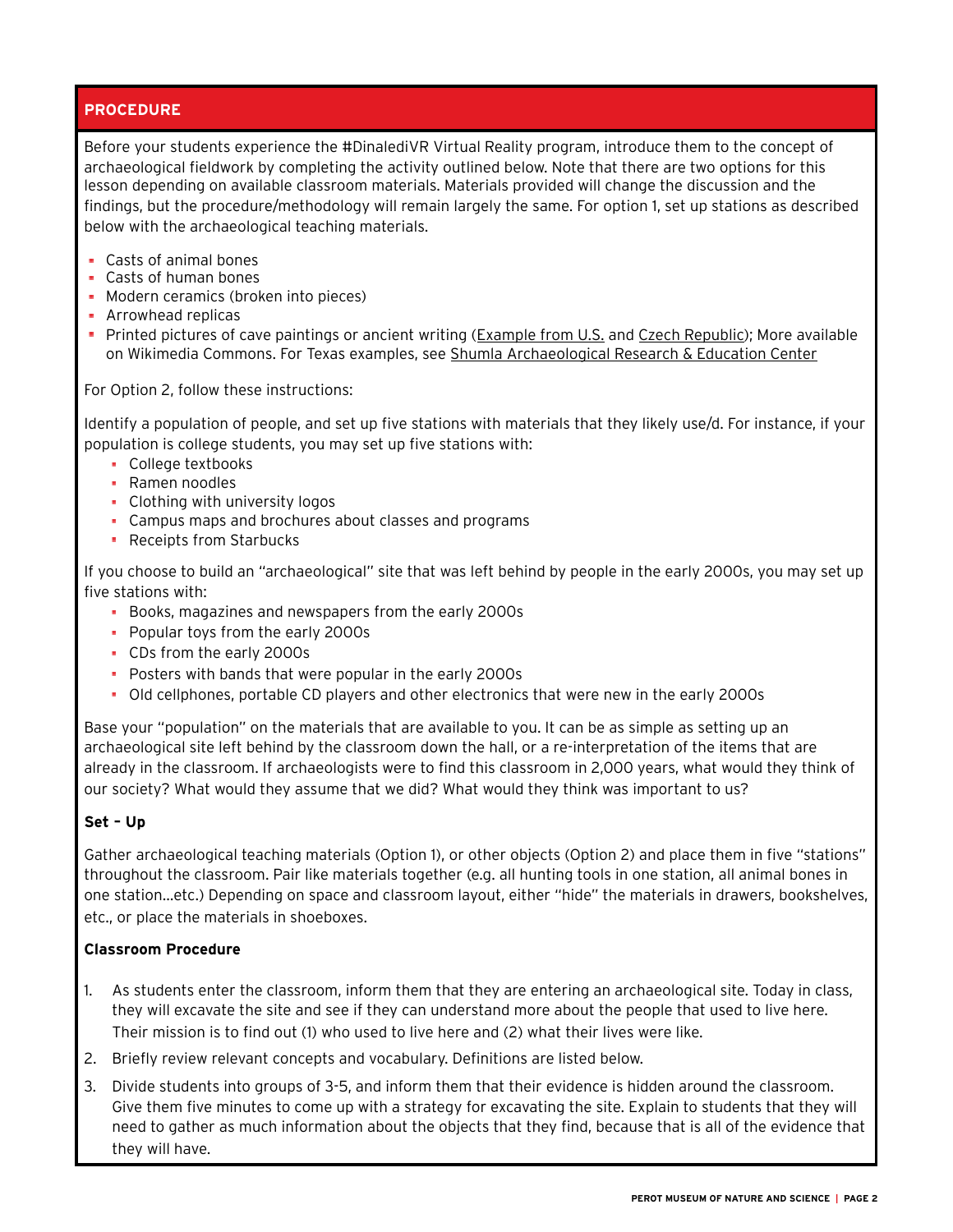## PROCEDURE

Before your students experience the #DinalediVR Virtual Reality program, introduce them to the concept of archaeological fieldwork by completing the activity outlined below. Note that there are two options for this lesson depending on available classroom materials. Materials provided will change the discussion and the findings, but the procedure/methodology will remain largely the same. For option 1, set up stations as described below with the archaeological teaching materials.

- Casts of animal bones
- Casts of human bones
- Modern ceramics (broken into pieces)
- Arrowhead replicas
- Printed pictures of cave paintings or ancient writing (Example from U.S. and Czech Republic); More available on Wikimedia Commons. For Texas examples, see Shumla Archaeological Research & Education Center

For Option 2, follow these instructions:

Identify a population of people, and set up five stations with materials that they likely use/d. For instance, if your population is college students, you may set up five stations with:

- College textbooks
- Ramen noodles
- Clothing with university logos
- Campus maps and brochures about classes and programs
- Receipts from Starbucks

If you choose to build an "archaeological" site that was left behind by people in the early 2000s, you may set up five stations with:

- Books, magazines and newspapers from the early 2000s
- Popular toys from the early 2000s
- CDs from the early 2000s
- Posters with bands that were popular in the early 2000s
- Old cellphones, portable CD players and other electronics that were new in the early 2000s

Base your "population" on the materials that are available to you. It can be as simple as setting up an archaeological site left behind by the classroom down the hall, or a re-interpretation of the items that are already in the classroom. If archaeologists were to find this classroom in 2,000 years, what would they think of our society? What would they assume that we did? What would they think was important to us?

### Set – Up

Gather archaeological teaching materials (Option 1), or other objects (Option 2) and place them in five "stations" throughout the classroom. Pair like materials together (e.g. all hunting tools in one station, all animal bones in one station…etc.) Depending on space and classroom layout, either "hide" the materials in drawers, bookshelves, etc., or place the materials in shoeboxes.

### Classroom Procedure

1. As students enter the classroom, inform them that they are entering an archaeological site. Today in class, they will excavate the site and see if they can understand more about the people that used to live here. Their mission is to find out (1) who used to live here and (2) what their lives were like.
2. Briefly review relevant concepts and vocabulary. Definitions are listed below.
3. Divide students into groups of 3-5, and inform them that their evidence is hidden around the classroom. Give them five minutes to come up with a strategy for excavating the site. Explain to students that they will need to gather as much information about the objects that they find, because that is all of the evidence that they will have.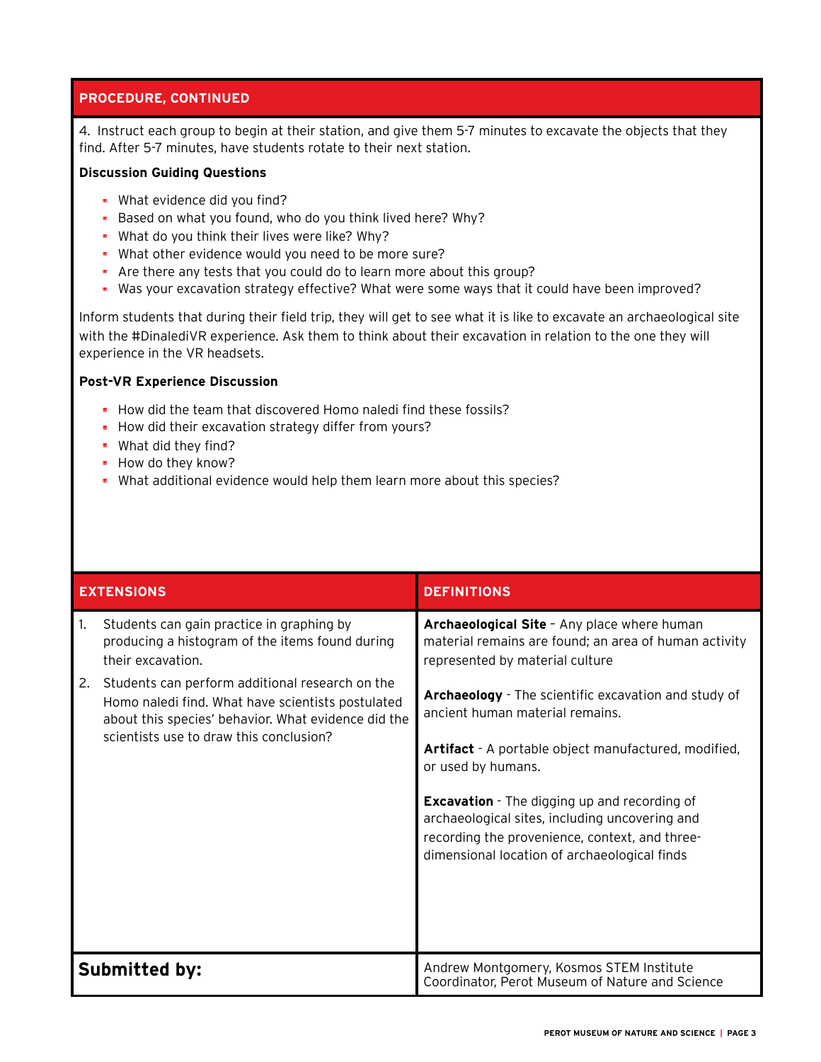## PROCEDURE, CONTINUED

4. Instruct each group to begin at their station, and give them 5-7 minutes to excavate the objects that they find. After 5-7 minutes, have students rotate to their next station.

**Discussion Guiding Questions**

- What evidence did you find?
- Based on what you found, who do you think lived here? Why?
- What do you think their lives were like? Why?
- What other evidence would you need to be more sure?
- Are there any tests that you could do to learn more about this group?
- Was your excavation strategy effective? What were some ways that it could have been improved?

Inform students that during their field trip, they will get to see what it is like to excavate an archaeological site with the #DinalediVR experience. Ask them to think about their excavation in relation to the one they will experience in the VR headsets.

**Post-VR Experience Discussion**

- How did the team that discovered Homo naledi find these fossils?
- How did their excavation strategy differ from yours?
- What did they find?
- How do they know?
- What additional evidence would help them learn more about this species?

## EXTENSIONS

1. Students can gain practice in graphing by producing a histogram of the items found during their excavation.
2. Students can perform additional research on the Homo naledi find. What have scientists postulated about this species' behavior. What evidence did the scientists use to draw this conclusion?

## DEFINITIONS

**Archaeological Site** - Any place where human material remains are found; an area of human activity represented by material culture

**Archaeology** - The scientific excavation and study of ancient human material remains.

**Artifact** - A portable object manufactured, modified, or used by humans.

**Excavation** - The digging up and recording of archaeological sites, including uncovering and recording the provenience, context, and three-dimensional location of archaeological finds

**Submitted by:**

Andrew Montgomery, Kosmos STEM Institute Coordinator, Perot Museum of Nature and Science